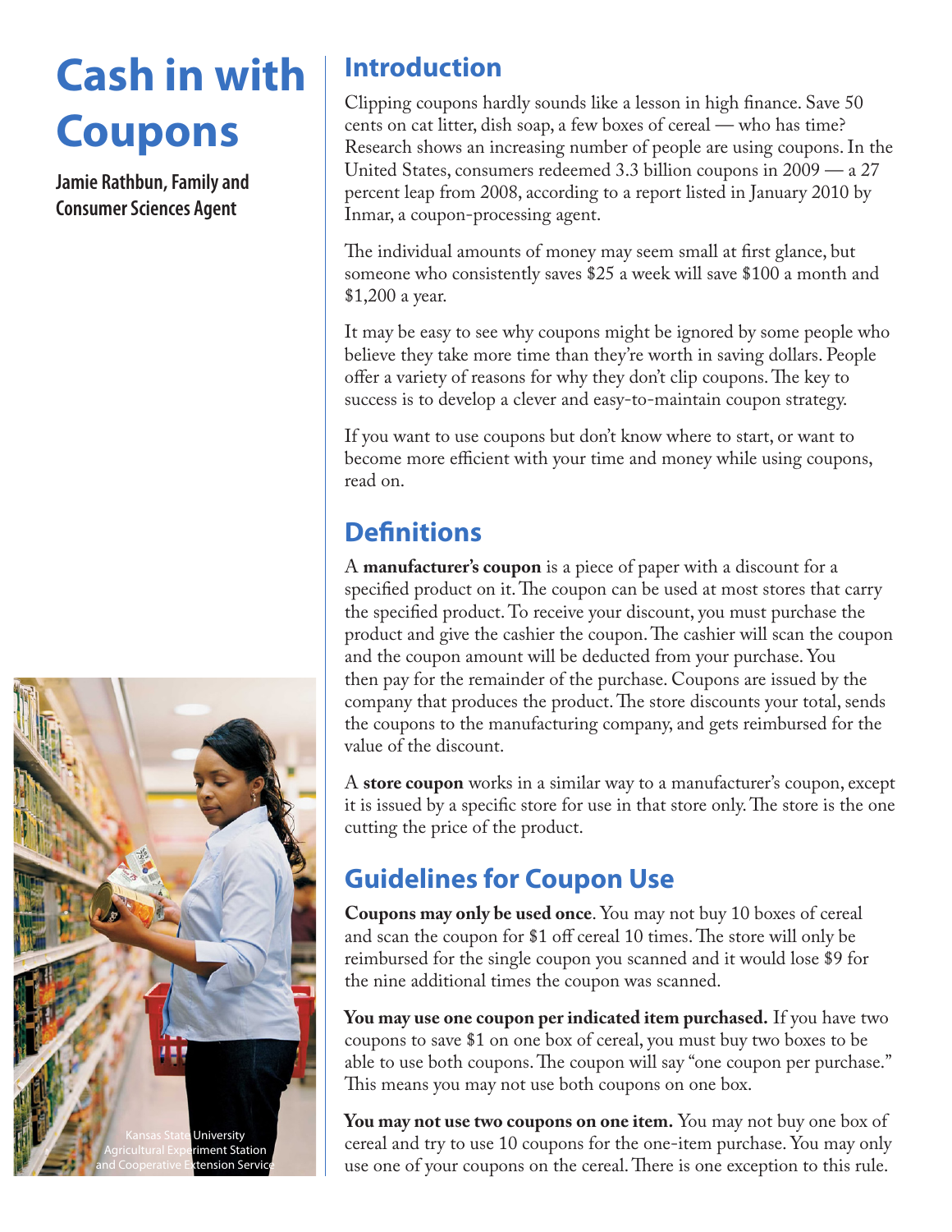# Cash in with Coupons

**Jamie Rathbun, Family and Consumer Sciences Agent**

Kansas State University Agricultural Experiment Station and Cooperative Extension Service

## Introduction

Clipping coupons hardly sounds like a lesson in high finance. Save 50 cents on cat litter, dish soap, a few boxes of cereal — who has time? Research shows an increasing number of people are using coupons. In the United States, consumers redeemed 3.3 billion coupons in 2009 — a 27 percent leap from 2008, according to a report listed in January 2010 by Inmar, a coupon-processing agent.

The individual amounts of money may seem small at first glance, but someone who consistently saves $25 a week will save $100 a month and $1,200 a year.

It may be easy to see why coupons might be ignored by some people who believe they take more time than they're worth in saving dollars. People offer a variety of reasons for why they don't clip coupons. The key to success is to develop a clever and easy-to-maintain coupon strategy.

If you want to use coupons but don't know where to start, or want to become more efficient with your time and money while using coupons, read on.

## Definitions

A **manufacturer's coupon** is a piece of paper with a discount for a specified product on it. The coupon can be used at most stores that carry the specified product. To receive your discount, you must purchase the product and give the cashier the coupon. The cashier will scan the coupon and the coupon amount will be deducted from your purchase. You then pay for the remainder of the purchase. Coupons are issued by the company that produces the product. The store discounts your total, sends the coupons to the manufacturing company, and gets reimbursed for the value of the discount.

A **store coupon** works in a similar way to a manufacturer's coupon, except it is issued by a specific store for use in that store only. The store is the one cutting the price of the product.

## Guidelines for Coupon Use

**Coupons may only be used once**. You may not buy 10 boxes of cereal and scan the coupon for $1 off cereal 10 times. The store will only be reimbursed for the single coupon you scanned and it would lose $9 for the nine additional times the coupon was scanned.

**You may use one coupon per indicated item purchased.** If you have two coupons to save $1 on one box of cereal, you must buy two boxes to be able to use both coupons. The coupon will say "one coupon per purchase." This means you may not use both coupons on one box.

**You may not use two coupons on one item.** You may not buy one box of cereal and try to use 10 coupons for the one-item purchase. You may only use one of your coupons on the cereal. There is one exception to this rule.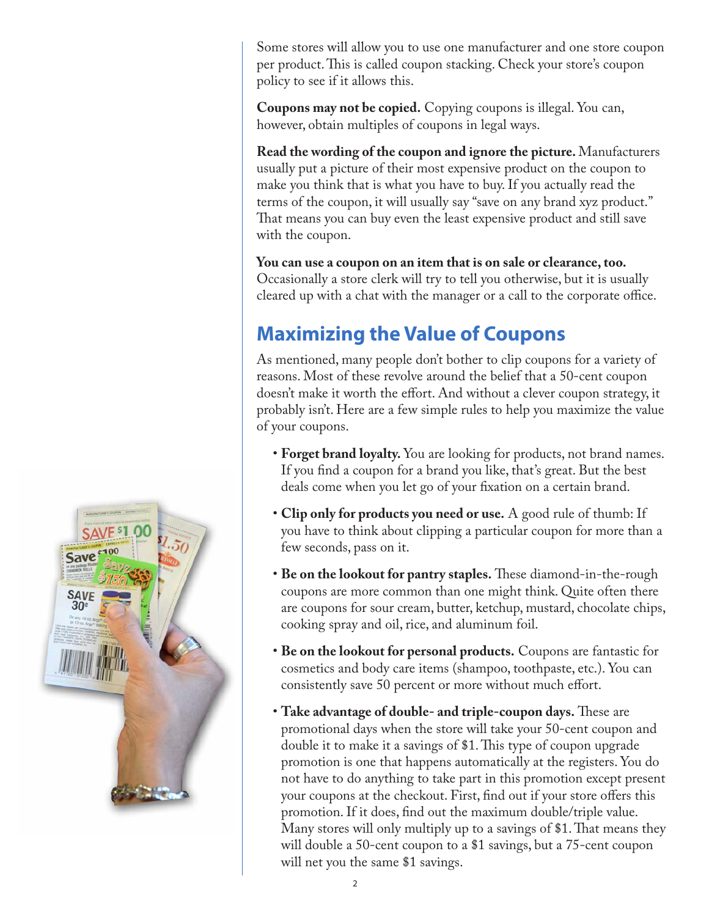Some stores will allow you to use one manufacturer and one store coupon per product. This is called coupon stacking. Check your store's coupon policy to see if it allows this.

**Coupons may not be copied.** Copying coupons is illegal. You can, however, obtain multiples of coupons in legal ways.

**Read the wording of the coupon and ignore the picture.** Manufacturers usually put a picture of their most expensive product on the coupon to make you think that is what you have to buy. If you actually read the terms of the coupon, it will usually say "save on any brand xyz product." That means you can buy even the least expensive product and still save with the coupon.

**You can use a coupon on an item that is on sale or clearance, too.** Occasionally a store clerk will try to tell you otherwise, but it is usually cleared up with a chat with the manager or a call to the corporate office.

## Maximizing the Value of Coupons

As mentioned, many people don't bother to clip coupons for a variety of reasons. Most of these revolve around the belief that a 50-cent coupon doesn't make it worth the effort. And without a clever coupon strategy, it probably isn't. Here are a few simple rules to help you maximize the value of your coupons.

- **Forget brand loyalty.** You are looking for products, not brand names. If you find a coupon for a brand you like, that's great. But the best deals come when you let go of your fixation on a certain brand.
- **Clip only for products you need or use.** A good rule of thumb: If you have to think about clipping a particular coupon for more than a few seconds, pass on it.
- **Be on the lookout for pantry staples.** These diamond-in-the-rough coupons are more common than one might think. Quite often there are coupons for sour cream, butter, ketchup, mustard, chocolate chips, cooking spray and oil, rice, and aluminum foil.
- **Be on the lookout for personal products.** Coupons are fantastic for cosmetics and body care items (shampoo, toothpaste, etc.). You can consistently save 50 percent or more without much effort.
- **Take advantage of double- and triple-coupon days.** These are promotional days when the store will take your 50-cent coupon and double it to make it a savings of $1. This type of coupon upgrade promotion is one that happens automatically at the registers. You do not have to do anything to take part in this promotion except present your coupons at the checkout. First, find out if your store offers this promotion. If it does, find out the maximum double/triple value. Many stores will only multiply up to a savings of $1. That means they will double a 50-cent coupon to a $1 savings, but a 75-cent coupon will net you the same $1 savings.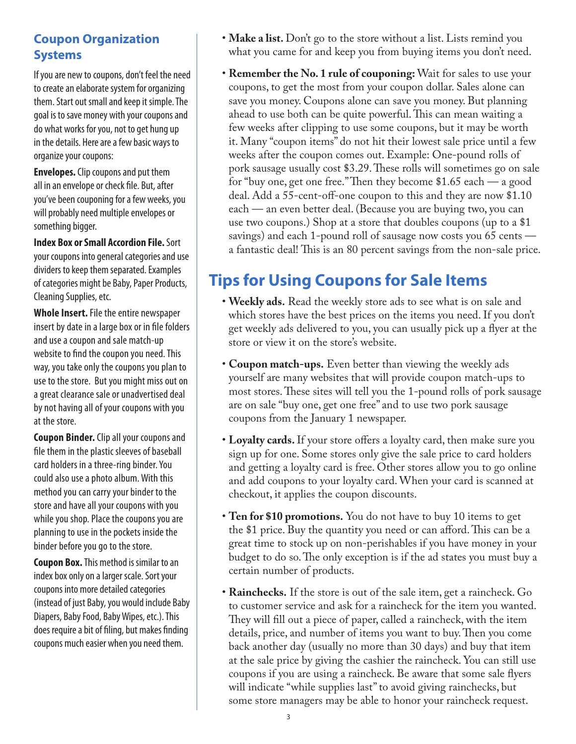## Coupon Organization Systems

If you are new to coupons, don't feel the need to create an elaborate system for organizing them. Start out small and keep it simple. The goal is to save money with your coupons and do what works for you, not to get hung up in the details. Here are a few basic ways to organize your coupons:

**Envelopes.** Clip coupons and put them all in an envelope or check file. But, after you've been couponing for a few weeks, you will probably need multiple envelopes or something bigger.

**Index Box or Small Accordion File.** Sort your coupons into general categories and use dividers to keep them separated. Examples of categories might be Baby, Paper Products, Cleaning Supplies, etc.

**Whole Insert.** File the entire newspaper insert by date in a large box or in file folders and use a coupon and sale match-up website to find the coupon you need. This way, you take only the coupons you plan to use to the store. But you might miss out on a great clearance sale or unadvertised deal by not having all of your coupons with you at the store.

**Coupon Binder.** Clip all your coupons and file them in the plastic sleeves of baseball card holders in a three-ring binder. You could also use a photo album. With this method you can carry your binder to the store and have all your coupons with you while you shop. Place the coupons you are planning to use in the pockets inside the binder before you go to the store.

**Coupon Box.** This method is similar to an index box only on a larger scale. Sort your coupons into more detailed categories (instead of just Baby, you would include Baby Diapers, Baby Food, Baby Wipes, etc.). This does require a bit of filing, but makes finding coupons much easier when you need them.

- **Make a list.** Don't go to the store without a list. Lists remind you what you came for and keep you from buying items you don't need.
- **Remember the No. 1 rule of couponing:** Wait for sales to use your coupons, to get the most from your coupon dollar. Sales alone can save you money. Coupons alone can save you money. But planning ahead to use both can be quite powerful. This can mean waiting a few weeks after clipping to use some coupons, but it may be worth it. Many "coupon items" do not hit their lowest sale price until a few weeks after the coupon comes out. Example: One-pound rolls of pork sausage usually cost $3.29. These rolls will sometimes go on sale for "buy one, get one free." Then they become $1.65 each — a good deal. Add a 55-cent-off-one coupon to this and they are now $1.10 each — an even better deal. (Because you are buying two, you can use two coupons.) Shop at a store that doubles coupons (up to a $1 savings) and each 1-pound roll of sausage now costs you 65 cents — a fantastic deal! This is an 80 percent savings from the non-sale price.

## Tips for Using Coupons for Sale Items

- **Weekly ads.** Read the weekly store ads to see what is on sale and which stores have the best prices on the items you need. If you don't get weekly ads delivered to you, you can usually pick up a flyer at the store or view it on the store's website.
- **Coupon match-ups.** Even better than viewing the weekly ads yourself are many websites that will provide coupon match-ups to most stores. These sites will tell you the 1-pound rolls of pork sausage are on sale "buy one, get one free" and to use two pork sausage coupons from the January 1 newspaper.
- **Loyalty cards.** If your store offers a loyalty card, then make sure you sign up for one. Some stores only give the sale price to card holders and getting a loyalty card is free. Other stores allow you to go online and add coupons to your loyalty card. When your card is scanned at checkout, it applies the coupon discounts.
- **Ten for $10 promotions.** You do not have to buy 10 items to get the $1 price. Buy the quantity you need or can afford. This can be a great time to stock up on non-perishables if you have money in your budget to do so. The only exception is if the ad states you must buy a certain number of products.
- **Rainchecks.** If the store is out of the sale item, get a raincheck. Go to customer service and ask for a raincheck for the item you wanted. They will fill out a piece of paper, called a raincheck, with the item details, price, and number of items you want to buy. Then you come back another day (usually no more than 30 days) and buy that item at the sale price by giving the cashier the raincheck. You can still use coupons if you are using a raincheck. Be aware that some sale flyers will indicate "while supplies last" to avoid giving rainchecks, but some store managers may be able to honor your raincheck request.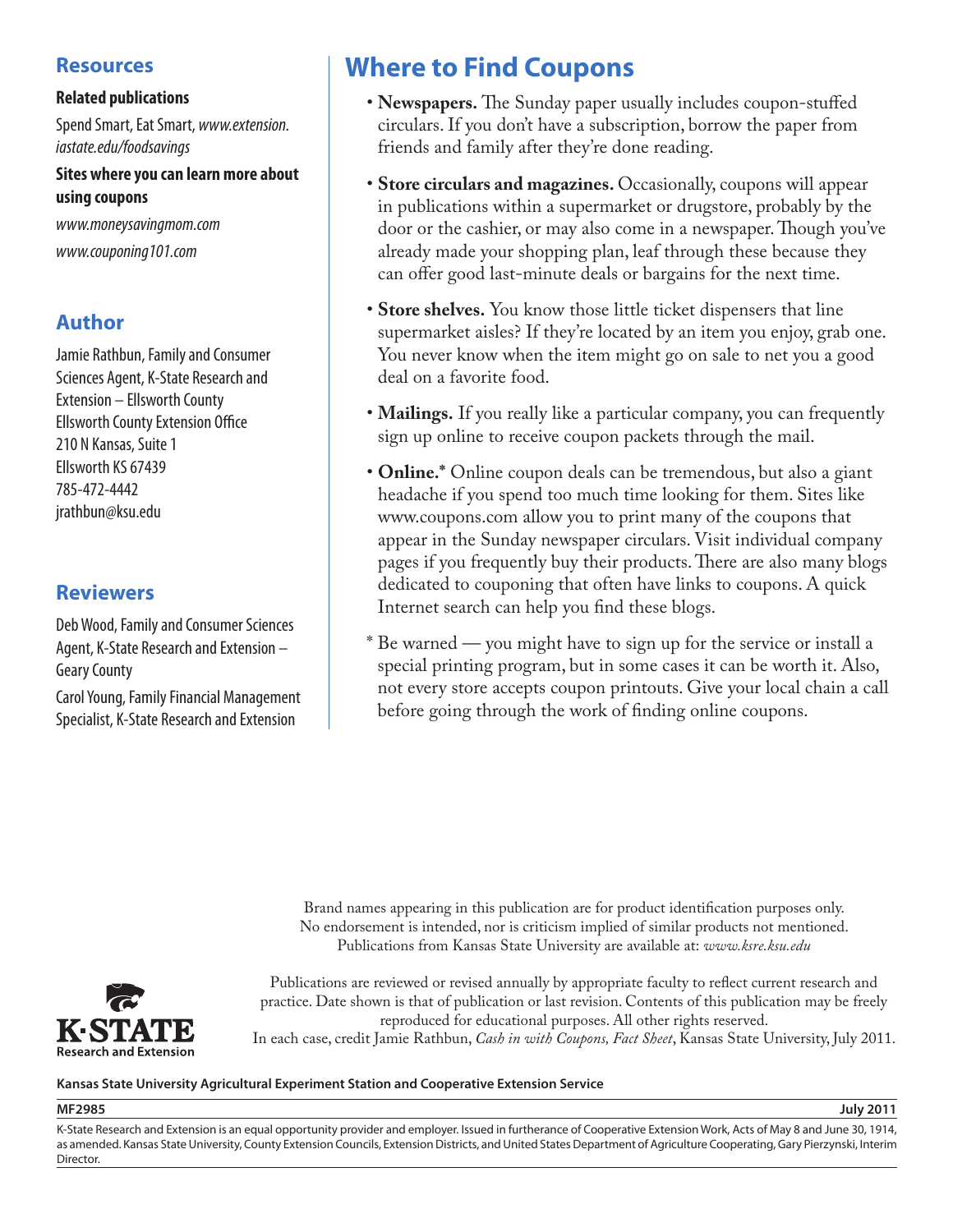## Where to Find Coupons

- **Newspapers.** The Sunday paper usually includes coupon-stuffed circulars. If you don't have a subscription, borrow the paper from friends and family after they're done reading.
- **Store circulars and magazines.** Occasionally, coupons will appear in publications within a supermarket or drugstore, probably by the door or the cashier, or may also come in a newspaper. Though you've already made your shopping plan, leaf through these because they can offer good last-minute deals or bargains for the next time.
- **Store shelves.** You know those little ticket dispensers that line supermarket aisles? If they're located by an item you enjoy, grab one. You never know when the item might go on sale to net you a good deal on a favorite food.
- **Mailings.** If you really like a particular company, you can frequently sign up online to receive coupon packets through the mail.
- **Online.*** Online coupon deals can be tremendous, but also a giant headache if you spend too much time looking for them. Sites like www.coupons.com allow you to print many of the coupons that appear in the Sunday newspaper circulars. Visit individual company pages if you frequently buy their products. There are also many blogs dedicated to couponing that often have links to coupons. A quick Internet search can help you find these blogs.

\* Be warned — you might have to sign up for the service or install a special printing program, but in some cases it can be worth it. Also, not every store accepts coupon printouts. Give your local chain a call before going through the work of finding online coupons.

## Resources

**Related publications**

Spend Smart, Eat Smart, *www.extension.iastate.edu/foodsavings*

**Sites where you can learn more about using coupons**

*www.moneysavingmom.com*

*www.couponing101.com*

## Author

Jamie Rathbun, Family and Consumer Sciences Agent, K-State Research and Extension – Ellsworth County
Ellsworth County Extension Office
210 N Kansas, Suite 1
Ellsworth KS 67439
785-472-4442
jrathbun@ksu.edu

## Reviewers

Deb Wood, Family and Consumer Sciences Agent, K-State Research and Extension – Geary County

Carol Young, Family Financial Management Specialist, K-State Research and Extension

Brand names appearing in this publication are for product identification purposes only. No endorsement is intended, nor is criticism implied of similar products not mentioned. Publications from Kansas State University are available at: *www.ksre.ksu.edu*

Publications are reviewed or revised annually by appropriate faculty to reflect current research and practice. Date shown is that of publication or last revision. Contents of this publication may be freely reproduced for educational purposes. All other rights reserved. In each case, credit Jamie Rathbun, *Cash in with Coupons, Fact Sheet*, Kansas State University, July 2011.

K-STATE Research and Extension

**Kansas State University Agricultural Experiment Station and Cooperative Extension Service**

**MF2985** **July 2011**

K-State Research and Extension is an equal opportunity provider and employer. Issued in furtherance of Cooperative Extension Work, Acts of May 8 and June 30, 1914, as amended. Kansas State University, County Extension Councils, Extension Districts, and United States Department of Agriculture Cooperating, Gary Pierzynski, Interim Director.